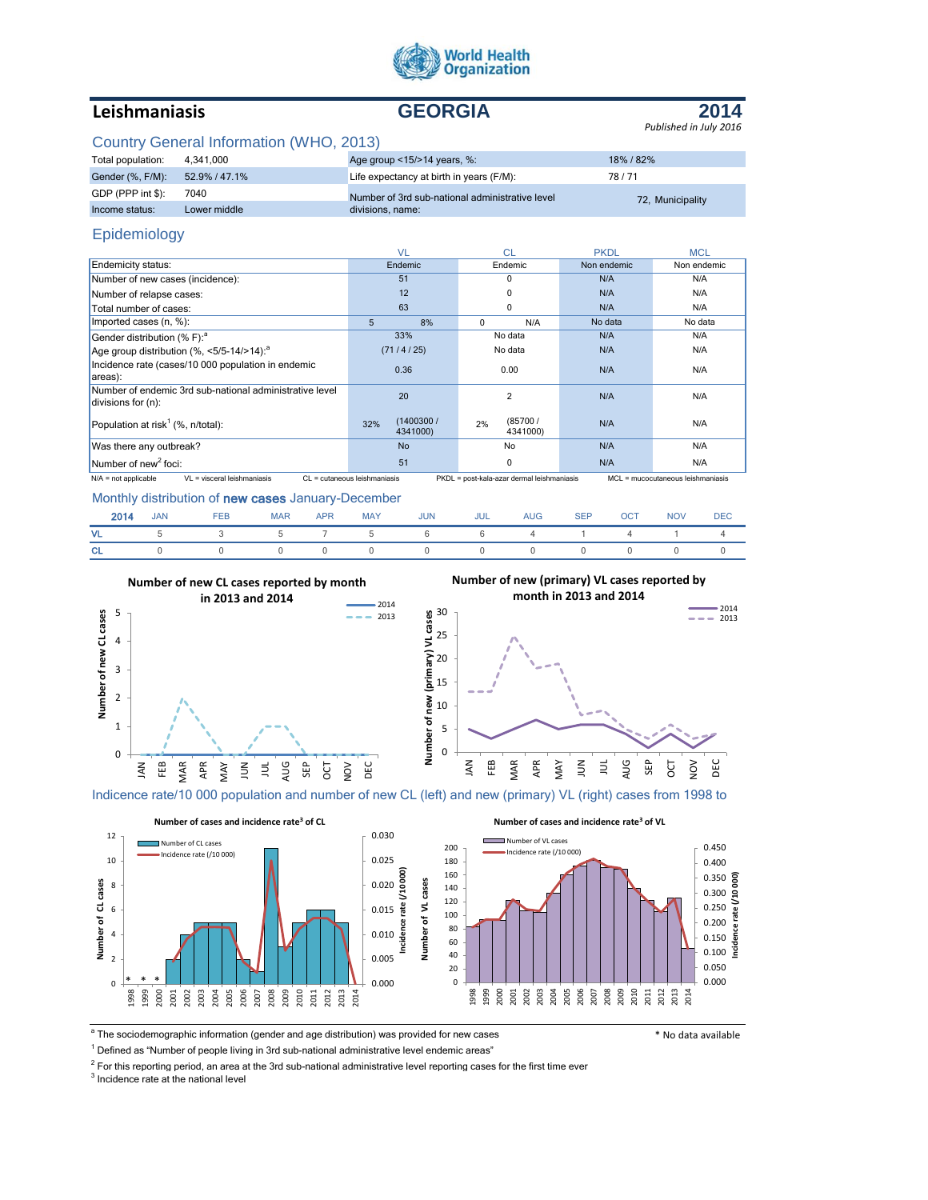World Health Organization

# Leishmaniasis — GEORGIA — 2014

*Published in July 2016*

## Country General Information (WHO, 2013)

| | | | |
|---|---|---|---|
| Total population: | 4,341,000 | Age group <15/>14 years, %: | 18% / 82% |
| Gender (%, F/M): | 52.9% / 47.1% | Life expectancy at birth in years (F/M): | 78 / 71 |
| GDP (PPP int $): | 7040 | Number of 3rd sub-national administrative level divisions, name: | 72, Municipality |
| Income status: | Lower middle | | |

## Epidemiology

| | VL | CL | PKDL | MCL |
|---|---|---|---|---|
| Endemicity status: | Endemic | Endemic | Non endemic | Non endemic |
| Number of new cases (incidence): | 51 | 0 | N/A | N/A |
| Number of relapse cases: | 12 | 0 | N/A | N/A |
| Total number of cases: | 63 | 0 | N/A | N/A |
| Imported cases (n, %): | 5 / 8% | 0 / N/A | No data | No data |
| Gender distribution (% F):[a] | 33% | No data | N/A | N/A |
| Age group distribution (%, <5/5-14/>14):[a] | (71 / 4 / 25) | No data | N/A | N/A |
| Incidence rate (cases/10 000 population in endemic areas): | 0.36 | 0.00 | N/A | N/A |
| Number of endemic 3rd sub-national administrative level divisions for (n): | 20 | 2 | N/A | N/A |
| Population at risk[1] (%, n/total): | 32% (1400300 / 4341000) | 2% (85700 / 4341000) | N/A | N/A |
| Was there any outbreak? | No | No | N/A | N/A |
| Number of new[2] foci: | 51 | 0 | N/A | N/A |

N/A = not applicable; VL = visceral leishmaniasis; CL = cutaneous leishmaniasis; PKDL = post-kala-azar dermal leishmaniasis; MCL = mucocutaneous leishmaniasis

## Monthly distribution of **new cases** January-December

| 2014 | JAN | FEB | MAR | APR | MAY | JUN | JUL | AUG | SEP | OCT | NOV | DEC |
|---|---|---|---|---|---|---|---|---|---|---|---|---|
| VL | 5 | 3 | 5 | 7 | 5 | 6 | 6 | 4 | 1 | 4 | 1 | 4 |
| CL | 0 | 0 | 0 | 0 | 0 | 0 | 0 | 0 | 0 | 0 | 0 | 0 |

**Number of new CL cases reported by month in 2013 and 2014**

**Number of new (primary) VL cases reported by month in 2013 and 2014**

Indicence rate/10 000 population and number of new CL (left) and new (primary) VL (right) cases from 1998 to

**Number of cases and incidence rate[3] of CL**

**Number of cases and incidence rate[3] of VL**

[a] The sociodemographic information (gender and age distribution) was provided for new cases

\* No data available

[1] Defined as "Number of people living in 3rd sub-national administrative level endemic areas"

[2] For this reporting period, an area at the 3rd sub-national administrative level reporting cases for the first time ever

[3] Incidence rate at the national level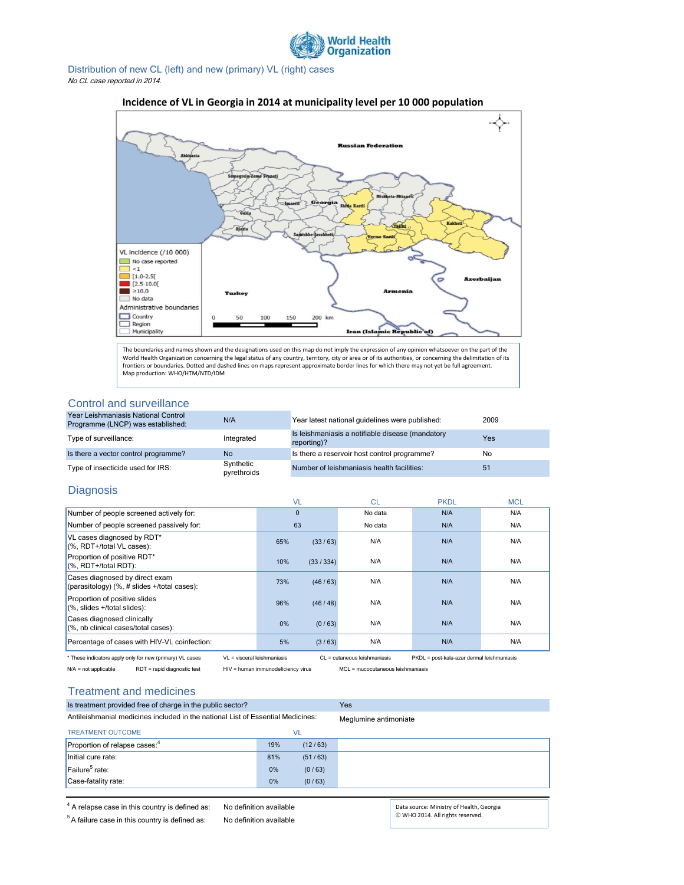World Health Organization

Distribution of new CL (left) and new (primary) VL (right) cases

*No CL case reported in 2014.*

**Incidence of VL in Georgia in 2014 at municipality level per 10 000 population**

Russian Federation
Abkhazia
Samegrelo/Zemo Svaneti
Imereti
Georgia
Shida Kartli
Mtskheta-Mtianeti
Guria
Ajaria
Samtskhe-Javakheti
Tbilisi
Kvemo-Kartli
Kakheti
Azerbaijan
Turkey
Armenia
Iran (Islamic Republic of)

VL incidence (/10 000)
No case reported
<1
[1.0-2.5[
[2.5-10.0[
≥10.0
No data
Administrative boundaries
Country
Region
Municipality

0 50 100 150 200 km

The boundaries and names shown and the designations used on this map do not imply the expression of any opinion whatsoever on the part of the World Health Organization concerning the legal status of any country, territory, city or area or of its authorities, or concerning the delimitation of its frontiers or boundaries. Dotted and dashed lines on maps represent approximate border lines for which there may not yet be full agreement.
Map production: WHO/HTM/NTD/IDM

## Control and surveillance

| | | | |
|---|---|---|---|
| Year Leishmaniasis National Control Programme (LNCP) was established: | N/A | Year latest national guidelines were published: | 2009 |
| Type of surveillance: | Integrated | Is leishmaniasis a notifiable disease (mandatory reporting)? | Yes |
| Is there a vector control programme? | No | Is there a reservoir host control programme? | No |
| Type of insecticide used for IRS: | Synthetic pyrethroids | Number of leishmaniasis health facilities: | 51 |

## Diagnosis

| | VL | | CL | PKDL | MCL |
|---|---|---|---|---|---|
| Number of people screened actively for: | 0 | | No data | N/A | N/A |
| Number of people screened passively for: | 63 | | No data | N/A | N/A |
| VL cases diagnosed by RDT* (%, RDT+/total VL cases): | 65% | (33 / 63) | N/A | N/A | N/A |
| Proportion of positive RDT* (%, RDT+/total RDT): | 10% | (33 / 334) | N/A | N/A | N/A |
| Cases diagnosed by direct exam (parasitology) (%, # slides +/total cases): | 73% | (46 / 63) | N/A | N/A | N/A |
| Proportion of positive slides (%, slides +/total slides): | 96% | (46 / 48) | N/A | N/A | N/A |
| Cases diagnosed clinically (%, nb clinical cases/total cases): | 0% | (0 / 63) | N/A | N/A | N/A |
| Percentage of cases with HIV-VL coinfection: | 5% | (3 / 63) | N/A | N/A | N/A |

\* These indicators apply only for new (primary) VL cases  VL = visceral leishmaniasis  CL = cutaneous leishmaniasis  PKDL = post-kala-azar dermal leishmaniasis

N/A = not applicable  RDT = rapid diagnostic test  HIV = human immunodeficiency virus  MCL = mucocutaneous leishmaniasis

## Treatment and medicines

| | |
|---|---|
| Is treatment provided free of charge in the public sector? | Yes |
| Antileishmanial medicines included in the national List of Essential Medicines: | Meglumine antimoniate |

| TREATMENT OUTCOME | VL | |
|---|---|---|
| Proportion of relapse cases:[4] | 19% | (12 / 63) |
| Initial cure rate: | 81% | (51 / 63) |
| Failure[5] rate: | 0% | (0 / 63) |
| Case-fatality rate: | 0% | (0 / 63) |

[4] A relapse case in this country is defined as: No definition available

[5] A failure case in this country is defined as: No definition available

Data source: Ministry of Health, Georgia
© WHO 2014. All rights reserved.